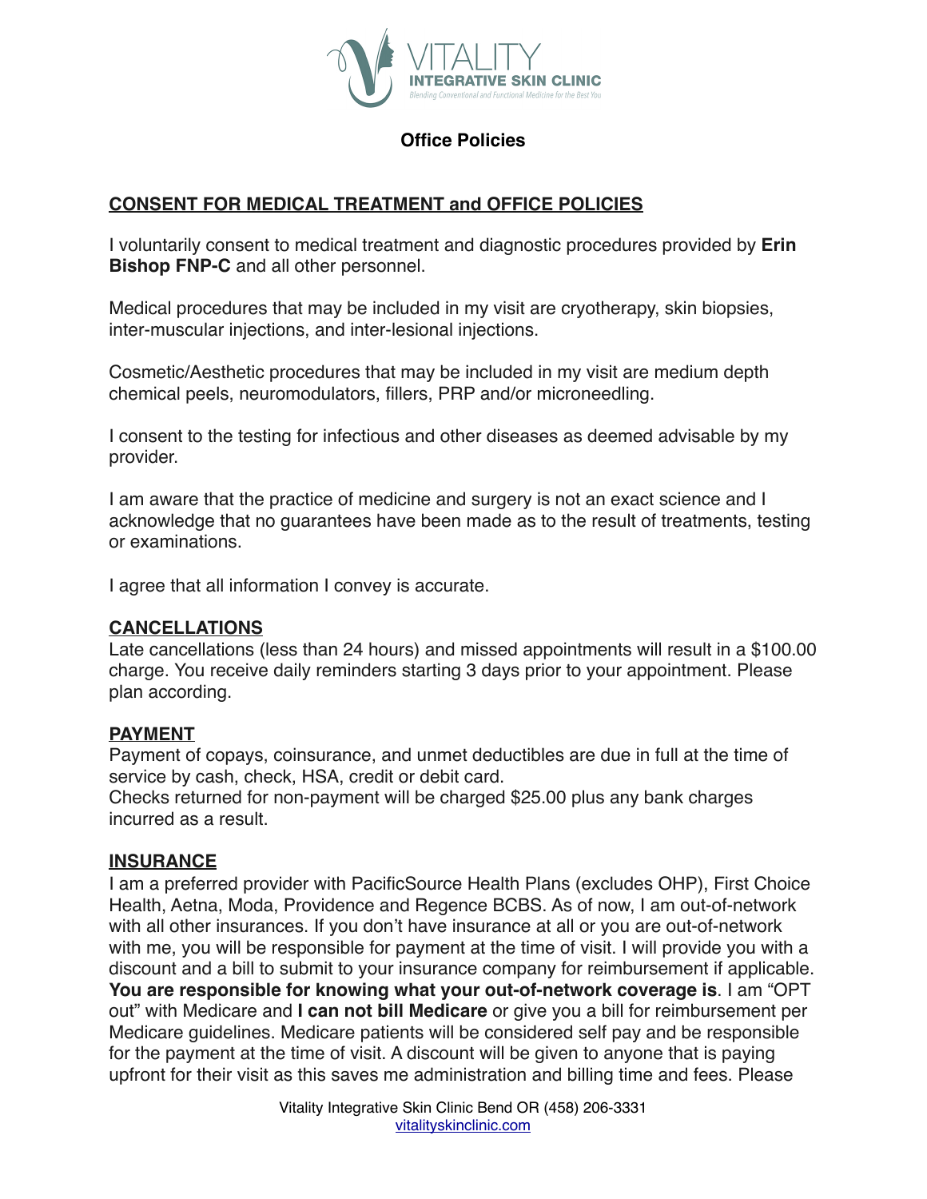VITALITY
INTEGRATIVE SKIN CLINIC
*Blending Conventional and Functional Medicine for the Best You*

# Office Policies

## CONSENT FOR MEDICAL TREATMENT and OFFICE POLICIES

I voluntarily consent to medical treatment and diagnostic procedures provided by **Erin Bishop FNP-C** and all other personnel.

Medical procedures that may be included in my visit are cryotherapy, skin biopsies, inter-muscular injections, and inter-lesional injections.

Cosmetic/Aesthetic procedures that may be included in my visit are medium depth chemical peels, neuromodulators, fillers, PRP and/or microneedling.

I consent to the testing for infectious and other diseases as deemed advisable by my provider.

I am aware that the practice of medicine and surgery is not an exact science and I acknowledge that no guarantees have been made as to the result of treatments, testing or examinations.

I agree that all information I convey is accurate.

## CANCELLATIONS

Late cancellations (less than 24 hours) and missed appointments will result in a $100.00 charge. You receive daily reminders starting 3 days prior to your appointment. Please plan according.

## PAYMENT

Payment of copays, coinsurance, and unmet deductibles are due in full at the time of service by cash, check, HSA, credit or debit card.
Checks returned for non-payment will be charged $25.00 plus any bank charges incurred as a result.

## INSURANCE

I am a preferred provider with PacificSource Health Plans (excludes OHP), First Choice Health, Aetna, Moda, Providence and Regence BCBS. As of now, I am out-of-network with all other insurances. If you don't have insurance at all or you are out-of-network with me, you will be responsible for payment at the time of visit. I will provide you with a discount and a bill to submit to your insurance company for reimbursement if applicable. **You are responsible for knowing what your out-of-network coverage is**. I am "OPT out" with Medicare and **I can not bill Medicare** or give you a bill for reimbursement per Medicare guidelines. Medicare patients will be considered self pay and be responsible for the payment at the time of visit. A discount will be given to anyone that is paying upfront for their visit as this saves me administration and billing time and fees. Please

Vitality Integrative Skin Clinic Bend OR (458) 206-3331
vitalityskinclinic.com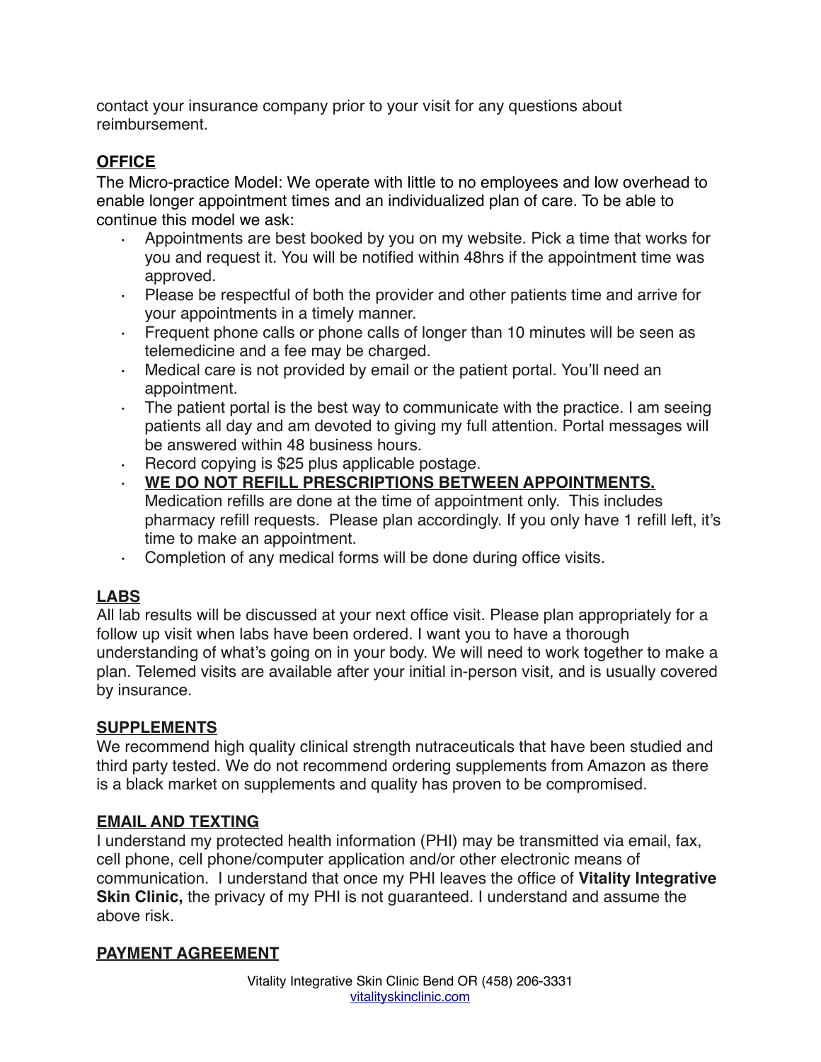contact your insurance company prior to your visit for any questions about reimbursement.

## OFFICE

The Micro-practice Model: We operate with little to no employees and low overhead to enable longer appointment times and an individualized plan of care. To be able to continue this model we ask:

- Appointments are best booked by you on my website. Pick a time that works for you and request it. You will be notified within 48hrs if the appointment time was approved.
- Please be respectful of both the provider and other patients time and arrive for your appointments in a timely manner.
- Frequent phone calls or phone calls of longer than 10 minutes will be seen as telemedicine and a fee may be charged.
- Medical care is not provided by email or the patient portal. You'll need an appointment.
- The patient portal is the best way to communicate with the practice. I am seeing patients all day and am devoted to giving my full attention. Portal messages will be answered within 48 business hours.
- Record copying is $25 plus applicable postage.
- **WE DO NOT REFILL PRESCRIPTIONS BETWEEN APPOINTMENTS.** Medication refills are done at the time of appointment only. This includes pharmacy refill requests. Please plan accordingly. If you only have 1 refill left, it's time to make an appointment.
- Completion of any medical forms will be done during office visits.

## LABS

All lab results will be discussed at your next office visit. Please plan appropriately for a follow up visit when labs have been ordered. I want you to have a thorough understanding of what's going on in your body. We will need to work together to make a plan. Telemed visits are available after your initial in-person visit, and is usually covered by insurance.

## SUPPLEMENTS

We recommend high quality clinical strength nutraceuticals that have been studied and third party tested. We do not recommend ordering supplements from Amazon as there is a black market on supplements and quality has proven to be compromised.

## EMAIL AND TEXTING

I understand my protected health information (PHI) may be transmitted via email, fax, cell phone, cell phone/computer application and/or other electronic means of communication. I understand that once my PHI leaves the office of **Vitality Integrative Skin Clinic,** the privacy of my PHI is not guaranteed. I understand and assume the above risk.

## PAYMENT AGREEMENT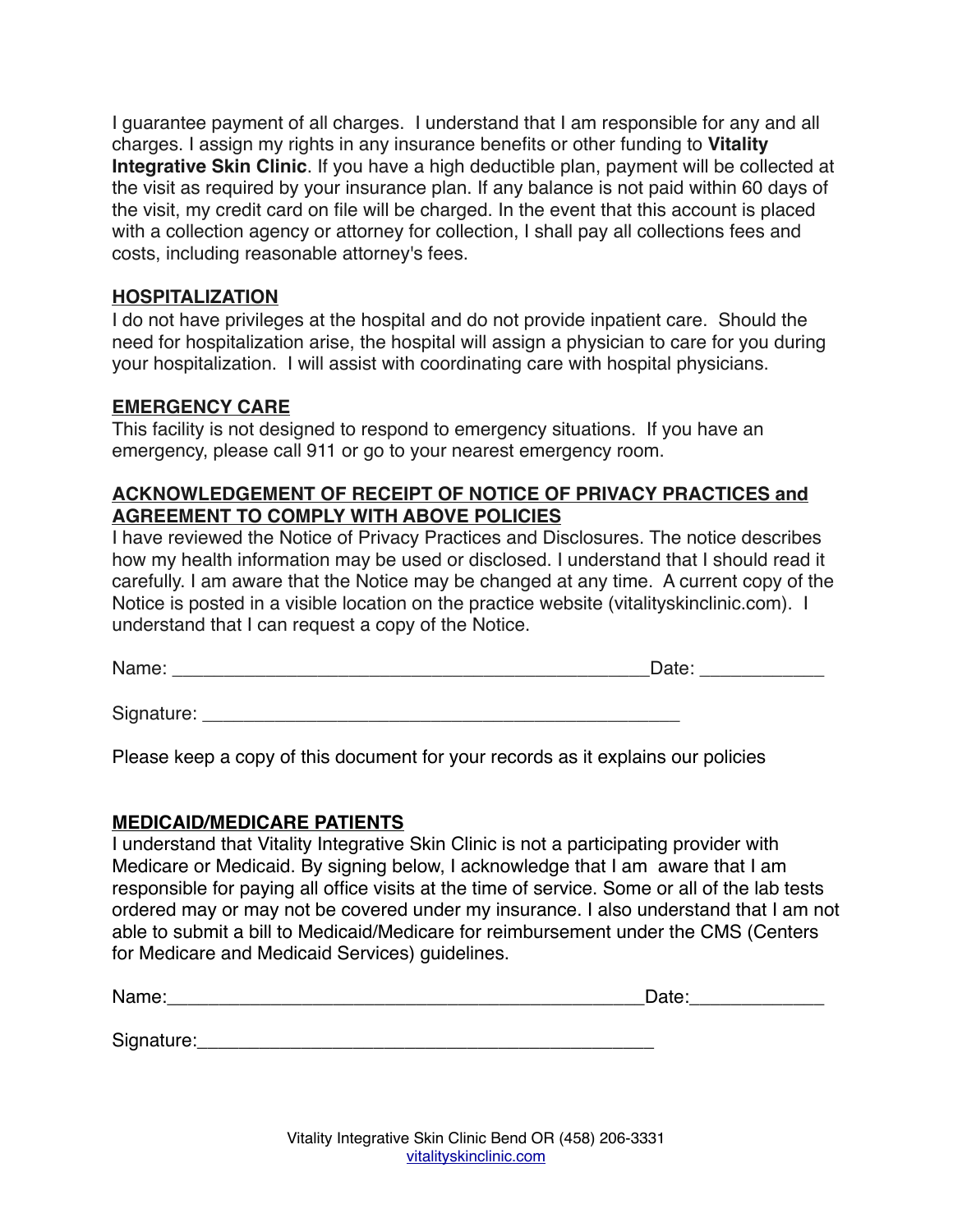I guarantee payment of all charges. I understand that I am responsible for any and all charges. I assign my rights in any insurance benefits or other funding to **Vitality Integrative Skin Clinic**. If you have a high deductible plan, payment will be collected at the visit as required by your insurance plan. If any balance is not paid within 60 days of the visit, my credit card on file will be charged. In the event that this account is placed with a collection agency or attorney for collection, I shall pay all collections fees and costs, including reasonable attorney's fees.

**HOSPITALIZATION**

I do not have privileges at the hospital and do not provide inpatient care. Should the need for hospitalization arise, the hospital will assign a physician to care for you during your hospitalization. I will assist with coordinating care with hospital physicians.

**EMERGENCY CARE**

This facility is not designed to respond to emergency situations. If you have an emergency, please call 911 or go to your nearest emergency room.

**ACKNOWLEDGEMENT OF RECEIPT OF NOTICE OF PRIVACY PRACTICES and AGREEMENT TO COMPLY WITH ABOVE POLICIES**

I have reviewed the Notice of Privacy Practices and Disclosures. The notice describes how my health information may be used or disclosed. I understand that I should read it carefully. I am aware that the Notice may be changed at any time. A current copy of the Notice is posted in a visible location on the practice website (vitalityskinclinic.com). I understand that I can request a copy of the Notice.

Name: _______________________________________________Date: ____________

Signature: ________________________________________________

Please keep a copy of this document for your records as it explains our policies

**MEDICAID/MEDICARE PATIENTS**

I understand that Vitality Integrative Skin Clinic is not a participating provider with Medicare or Medicaid. By signing below, I acknowledge that I am aware that I am responsible for paying all office visits at the time of service. Some or all of the lab tests ordered may or may not be covered under my insurance. I also understand that I am not able to submit a bill to Medicaid/Medicare for reimbursement under the CMS (Centers for Medicare and Medicaid Services) guidelines.

Name:________________________________________________Date:_____________

Signature:______________________________________________

Vitality Integrative Skin Clinic Bend OR (458) 206-3331
vitalityskinclinic.com